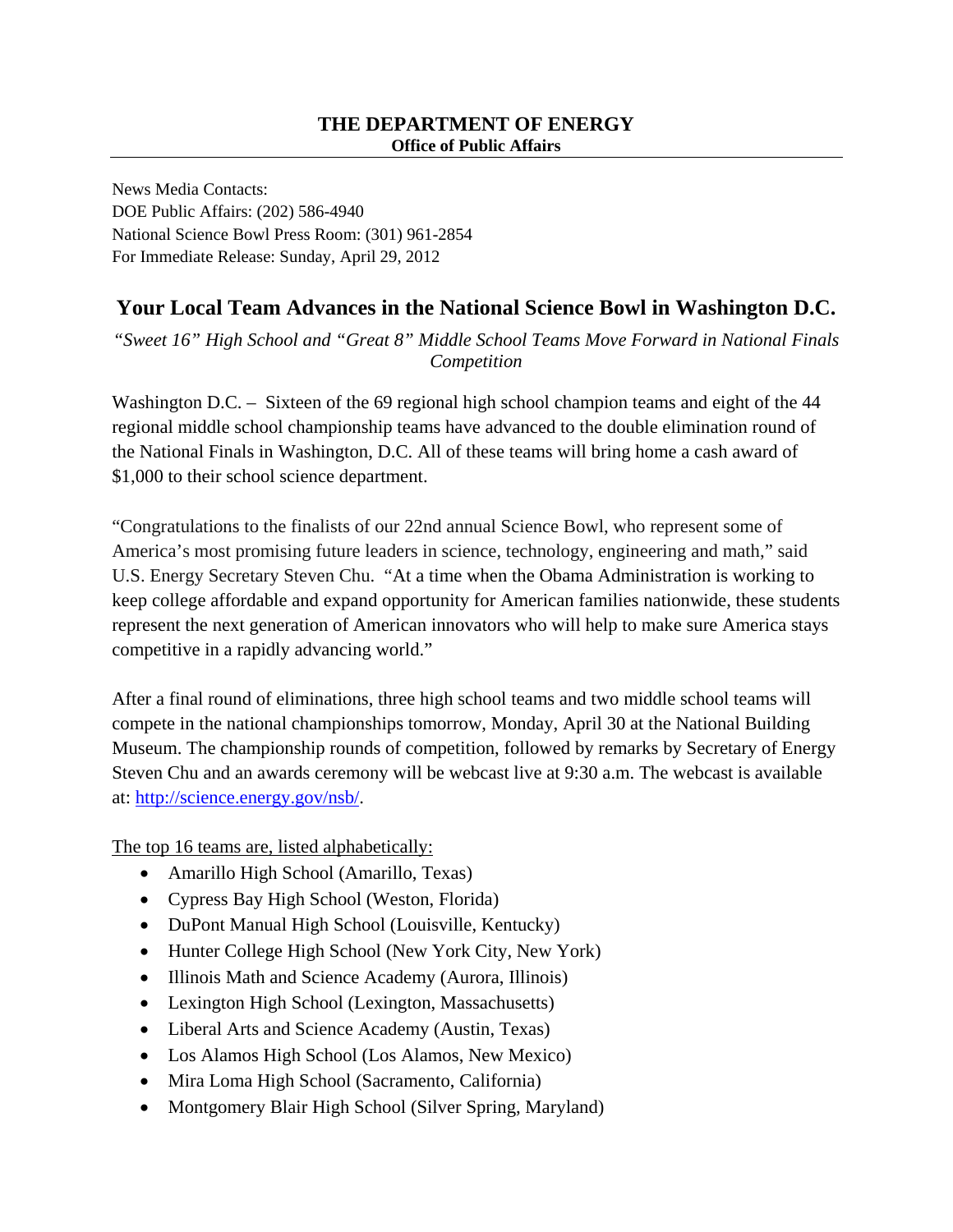**THE DEPARTMENT OF ENERGY**
**Office of Public Affairs**

---

News Media Contacts:
DOE Public Affairs: (202) 586-4940
National Science Bowl Press Room: (301) 961-2854
For Immediate Release: Sunday, April 29, 2012

# Your Local Team Advances in the National Science Bowl in Washington D.C.

*"Sweet 16" High School and "Great 8" Middle School Teams Move Forward in National Finals Competition*

Washington D.C. – Sixteen of the 69 regional high school champion teams and eight of the 44 regional middle school championship teams have advanced to the double elimination round of the National Finals in Washington, D.C. All of these teams will bring home a cash award of $1,000 to their school science department.

"Congratulations to the finalists of our 22nd annual Science Bowl, who represent some of America's most promising future leaders in science, technology, engineering and math," said U.S. Energy Secretary Steven Chu. "At a time when the Obama Administration is working to keep college affordable and expand opportunity for American families nationwide, these students represent the next generation of American innovators who will help to make sure America stays competitive in a rapidly advancing world."

After a final round of eliminations, three high school teams and two middle school teams will compete in the national championships tomorrow, Monday, April 30 at the National Building Museum. The championship rounds of competition, followed by remarks by Secretary of Energy Steven Chu and an awards ceremony will be webcast live at 9:30 a.m. The webcast is available at: http://science.energy.gov/nsb/.

<u>The top 16 teams are, listed alphabetically:</u>

- Amarillo High School (Amarillo, Texas)
- Cypress Bay High School (Weston, Florida)
- DuPont Manual High School (Louisville, Kentucky)
- Hunter College High School (New York City, New York)
- Illinois Math and Science Academy (Aurora, Illinois)
- Lexington High School (Lexington, Massachusetts)
- Liberal Arts and Science Academy (Austin, Texas)
- Los Alamos High School (Los Alamos, New Mexico)
- Mira Loma High School (Sacramento, California)
- Montgomery Blair High School (Silver Spring, Maryland)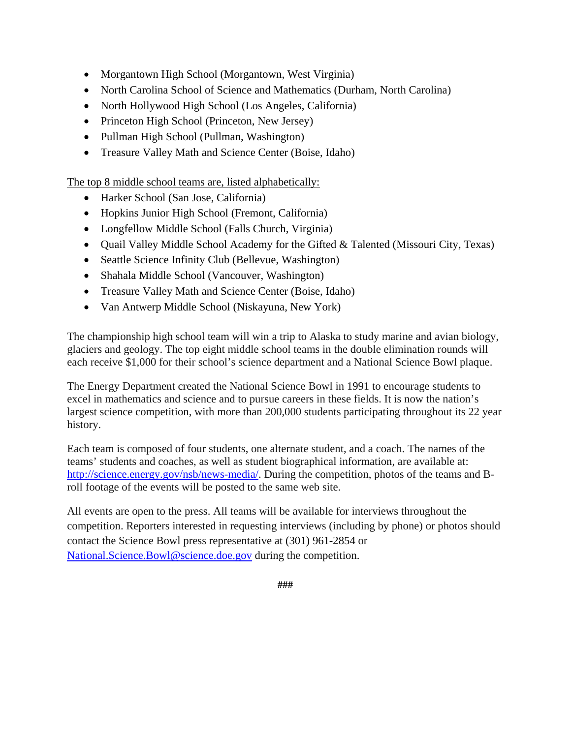- Morgantown High School (Morgantown, West Virginia)
- North Carolina School of Science and Mathematics (Durham, North Carolina)
- North Hollywood High School (Los Angeles, California)
- Princeton High School (Princeton, New Jersey)
- Pullman High School (Pullman, Washington)
- Treasure Valley Math and Science Center (Boise, Idaho)

The top 8 middle school teams are, listed alphabetically:

- Harker School (San Jose, California)
- Hopkins Junior High School (Fremont, California)
- Longfellow Middle School (Falls Church, Virginia)
- Quail Valley Middle School Academy for the Gifted & Talented (Missouri City, Texas)
- Seattle Science Infinity Club (Bellevue, Washington)
- Shahala Middle School (Vancouver, Washington)
- Treasure Valley Math and Science Center (Boise, Idaho)
- Van Antwerp Middle School (Niskayuna, New York)

The championship high school team will win a trip to Alaska to study marine and avian biology, glaciers and geology. The top eight middle school teams in the double elimination rounds will each receive $1,000 for their school's science department and a National Science Bowl plaque.

The Energy Department created the National Science Bowl in 1991 to encourage students to excel in mathematics and science and to pursue careers in these fields. It is now the nation's largest science competition, with more than 200,000 students participating throughout its 22 year history.

Each team is composed of four students, one alternate student, and a coach. The names of the teams' students and coaches, as well as student biographical information, are available at: http://science.energy.gov/nsb/news-media/. During the competition, photos of the teams and B-roll footage of the events will be posted to the same web site.

All events are open to the press. All teams will be available for interviews throughout the competition. Reporters interested in requesting interviews (including by phone) or photos should contact the Science Bowl press representative at (301) 961-2854 or National.Science.Bowl@science.doe.gov during the competition.

###